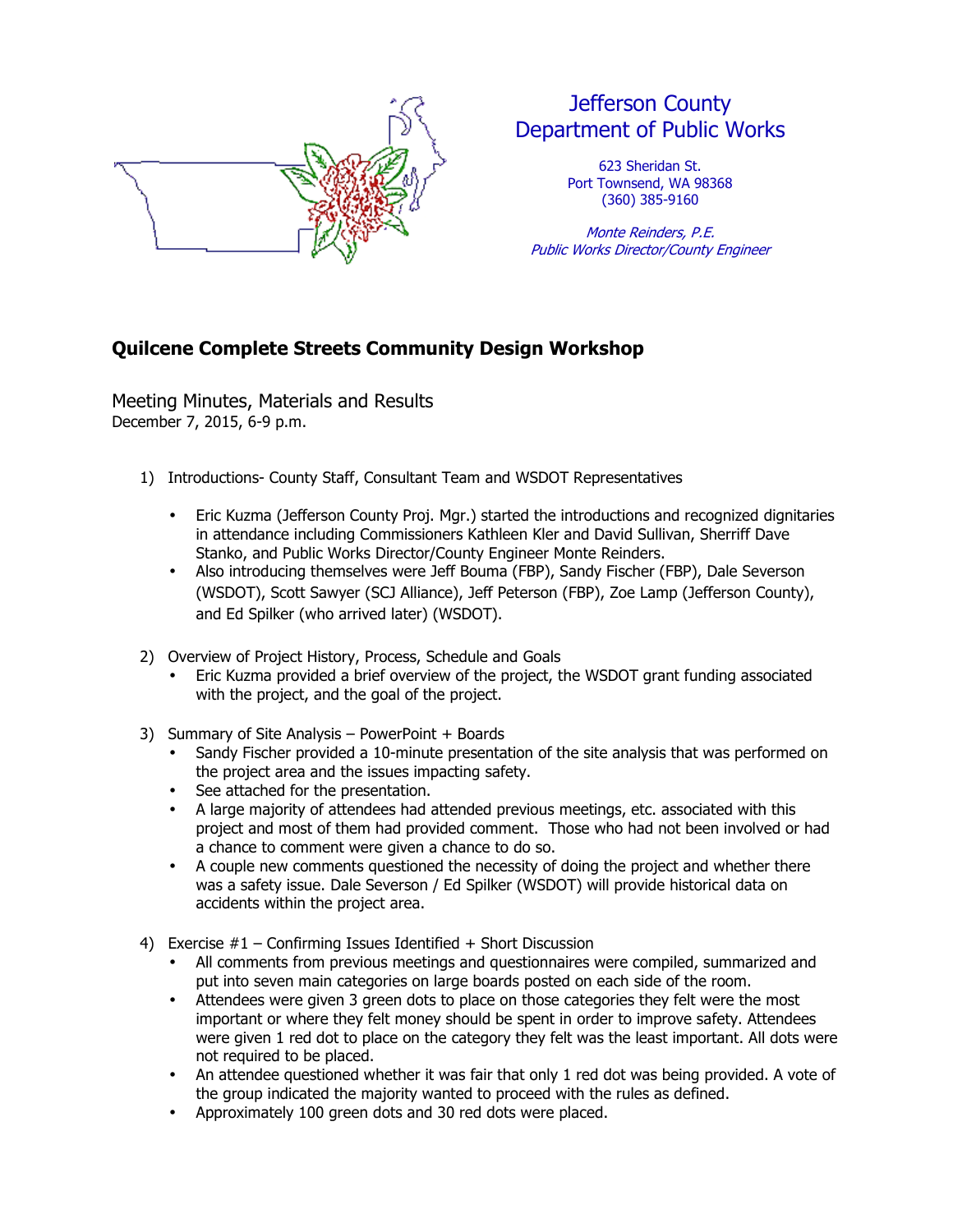Jefferson County
Department of Public Works

623 Sheridan St.
Port Townsend, WA 98368
(360) 385-9160

*Monte Reinders, P.E.*
*Public Works Director/County Engineer*

## Quilcene Complete Streets Community Design Workshop

Meeting Minutes, Materials and Results
December 7, 2015, 6-9 p.m.

1) Introductions- County Staff, Consultant Team and WSDOT Representatives

   - Eric Kuzma (Jefferson County Proj. Mgr.) started the introductions and recognized dignitaries in attendance including Commissioners Kathleen Kler and David Sullivan, Sherriff Dave Stanko, and Public Works Director/County Engineer Monte Reinders.
   - Also introducing themselves were Jeff Bouma (FBP), Sandy Fischer (FBP), Dale Severson (WSDOT), Scott Sawyer (SCJ Alliance), Jeff Peterson (FBP), Zoe Lamp (Jefferson County), and Ed Spilker (who arrived later) (WSDOT).

2) Overview of Project History, Process, Schedule and Goals
   - Eric Kuzma provided a brief overview of the project, the WSDOT grant funding associated with the project, and the goal of the project.

3) Summary of Site Analysis – PowerPoint + Boards
   - Sandy Fischer provided a 10-minute presentation of the site analysis that was performed on the project area and the issues impacting safety.
   - See attached for the presentation.
   - A large majority of attendees had attended previous meetings, etc. associated with this project and most of them had provided comment. Those who had not been involved or had a chance to comment were given a chance to do so.
   - A couple new comments questioned the necessity of doing the project and whether there was a safety issue. Dale Severson / Ed Spilker (WSDOT) will provide historical data on accidents within the project area.

4) Exercise #1 – Confirming Issues Identified + Short Discussion
   - All comments from previous meetings and questionnaires were compiled, summarized and put into seven main categories on large boards posted on each side of the room.
   - Attendees were given 3 green dots to place on those categories they felt were the most important or where they felt money should be spent in order to improve safety. Attendees were given 1 red dot to place on the category they felt was the least important. All dots were not required to be placed.
   - An attendee questioned whether it was fair that only 1 red dot was being provided. A vote of the group indicated the majority wanted to proceed with the rules as defined.
   - Approximately 100 green dots and 30 red dots were placed.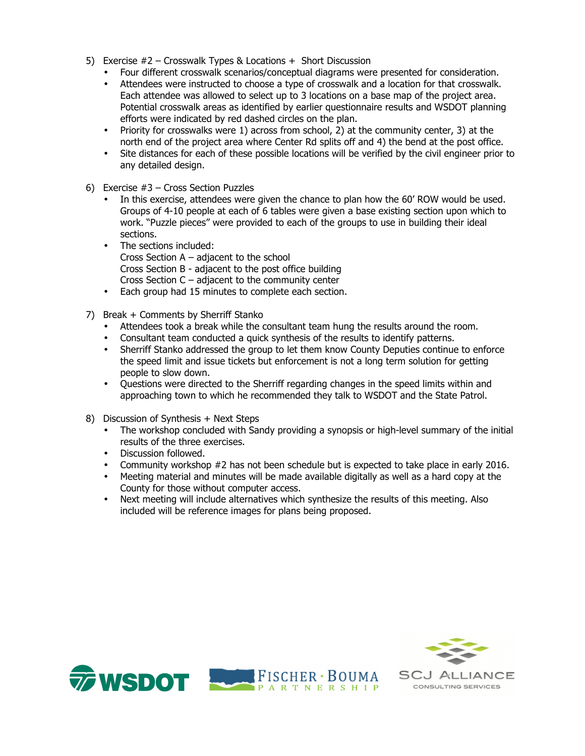5) Exercise #2 – Crosswalk Types & Locations + Short Discussion
   - Four different crosswalk scenarios/conceptual diagrams were presented for consideration.
   - Attendees were instructed to choose a type of crosswalk and a location for that crosswalk. Each attendee was allowed to select up to 3 locations on a base map of the project area. Potential crosswalk areas as identified by earlier questionnaire results and WSDOT planning efforts were indicated by red dashed circles on the plan.
   - Priority for crosswalks were 1) across from school, 2) at the community center, 3) at the north end of the project area where Center Rd splits off and 4) the bend at the post office.
   - Site distances for each of these possible locations will be verified by the civil engineer prior to any detailed design.

6) Exercise #3 – Cross Section Puzzles
   - In this exercise, attendees were given the chance to plan how the 60' ROW would be used. Groups of 4-10 people at each of 6 tables were given a base existing section upon which to work. "Puzzle pieces" were provided to each of the groups to use in building their ideal sections.
   - The sections included:
     Cross Section A – adjacent to the school
     Cross Section B - adjacent to the post office building
     Cross Section C – adjacent to the community center
   - Each group had 15 minutes to complete each section.

7) Break + Comments by Sherriff Stanko
   - Attendees took a break while the consultant team hung the results around the room.
   - Consultant team conducted a quick synthesis of the results to identify patterns.
   - Sherriff Stanko addressed the group to let them know County Deputies continue to enforce the speed limit and issue tickets but enforcement is not a long term solution for getting people to slow down.
   - Questions were directed to the Sherriff regarding changes in the speed limits within and approaching town to which he recommended they talk to WSDOT and the State Patrol.

8) Discussion of Synthesis + Next Steps
   - The workshop concluded with Sandy providing a synopsis or high-level summary of the initial results of the three exercises.
   - Discussion followed.
   - Community workshop #2 has not been schedule but is expected to take place in early 2016.
   - Meeting material and minutes will be made available digitally as well as a hard copy at the County for those without computer access.
   - Next meeting will include alternatives which synthesize the results of this meeting. Also included will be reference images for plans being proposed.